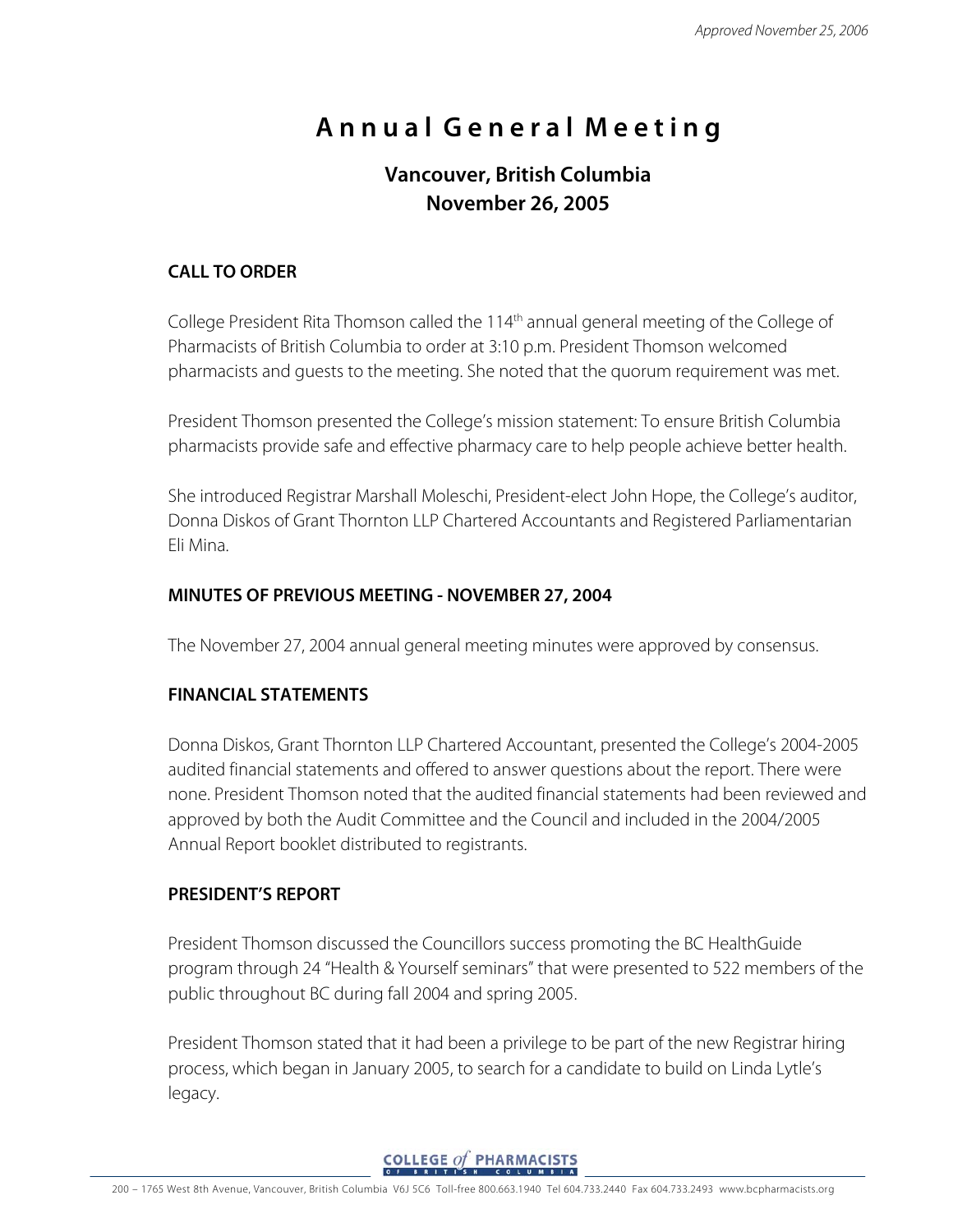*Approved November 25, 2006*

# Annual General Meeting

## Vancouver, British Columbia
## November 26, 2005

### CALL TO ORDER

College President Rita Thomson called the 114th annual general meeting of the College of Pharmacists of British Columbia to order at 3:10 p.m. President Thomson welcomed pharmacists and guests to the meeting. She noted that the quorum requirement was met.

President Thomson presented the College's mission statement: To ensure British Columbia pharmacists provide safe and effective pharmacy care to help people achieve better health.

She introduced Registrar Marshall Moleschi, President-elect John Hope, the College's auditor, Donna Diskos of Grant Thornton LLP Chartered Accountants and Registered Parliamentarian Eli Mina.

### MINUTES OF PREVIOUS MEETING - NOVEMBER 27, 2004

The November 27, 2004 annual general meeting minutes were approved by consensus.

### FINANCIAL STATEMENTS

Donna Diskos, Grant Thornton LLP Chartered Accountant, presented the College's 2004-2005 audited financial statements and offered to answer questions about the report. There were none. President Thomson noted that the audited financial statements had been reviewed and approved by both the Audit Committee and the Council and included in the 2004/2005 Annual Report booklet distributed to registrants.

### PRESIDENT'S REPORT

President Thomson discussed the Councillors success promoting the BC HealthGuide program through 24 "Health & Yourself seminars" that were presented to 522 members of the public throughout BC during fall 2004 and spring 2005.

President Thomson stated that it had been a privilege to be part of the new Registrar hiring process, which began in January 2005, to search for a candidate to build on Linda Lytle's legacy.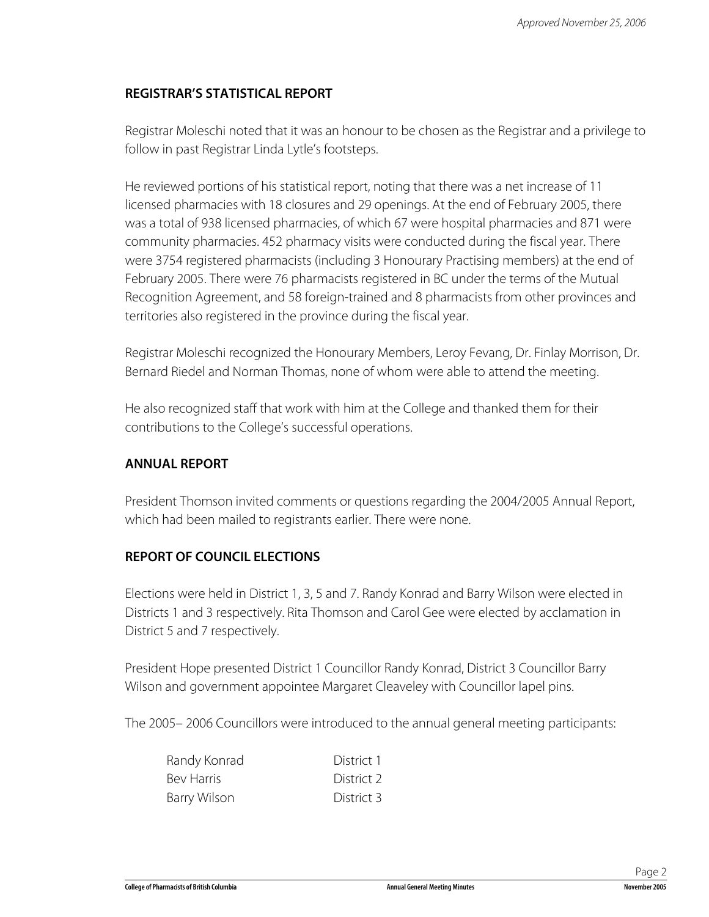## REGISTRAR'S STATISTICAL REPORT

Registrar Moleschi noted that it was an honour to be chosen as the Registrar and a privilege to follow in past Registrar Linda Lytle's footsteps.

He reviewed portions of his statistical report, noting that there was a net increase of 11 licensed pharmacies with 18 closures and 29 openings. At the end of February 2005, there was a total of 938 licensed pharmacies, of which 67 were hospital pharmacies and 871 were community pharmacies. 452 pharmacy visits were conducted during the fiscal year. There were 3754 registered pharmacists (including 3 Honourary Practising members) at the end of February 2005. There were 76 pharmacists registered in BC under the terms of the Mutual Recognition Agreement, and 58 foreign-trained and 8 pharmacists from other provinces and territories also registered in the province during the fiscal year.

Registrar Moleschi recognized the Honourary Members, Leroy Fevang, Dr. Finlay Morrison, Dr. Bernard Riedel and Norman Thomas, none of whom were able to attend the meeting.

He also recognized staff that work with him at the College and thanked them for their contributions to the College's successful operations.

## ANNUAL REPORT

President Thomson invited comments or questions regarding the 2004/2005 Annual Report, which had been mailed to registrants earlier. There were none.

## REPORT OF COUNCIL ELECTIONS

Elections were held in District 1, 3, 5 and 7. Randy Konrad and Barry Wilson were elected in Districts 1 and 3 respectively. Rita Thomson and Carol Gee were elected by acclamation in District 5 and 7 respectively.

President Hope presented District 1 Councillor Randy Konrad, District 3 Councillor Barry Wilson and government appointee Margaret Cleaveley with Councillor lapel pins.

The 2005– 2006 Councillors were introduced to the annual general meeting participants:

| | |
|---|---|
| Randy Konrad | District 1 |
| Bev Harris | District 2 |
| Barry Wilson | District 3 |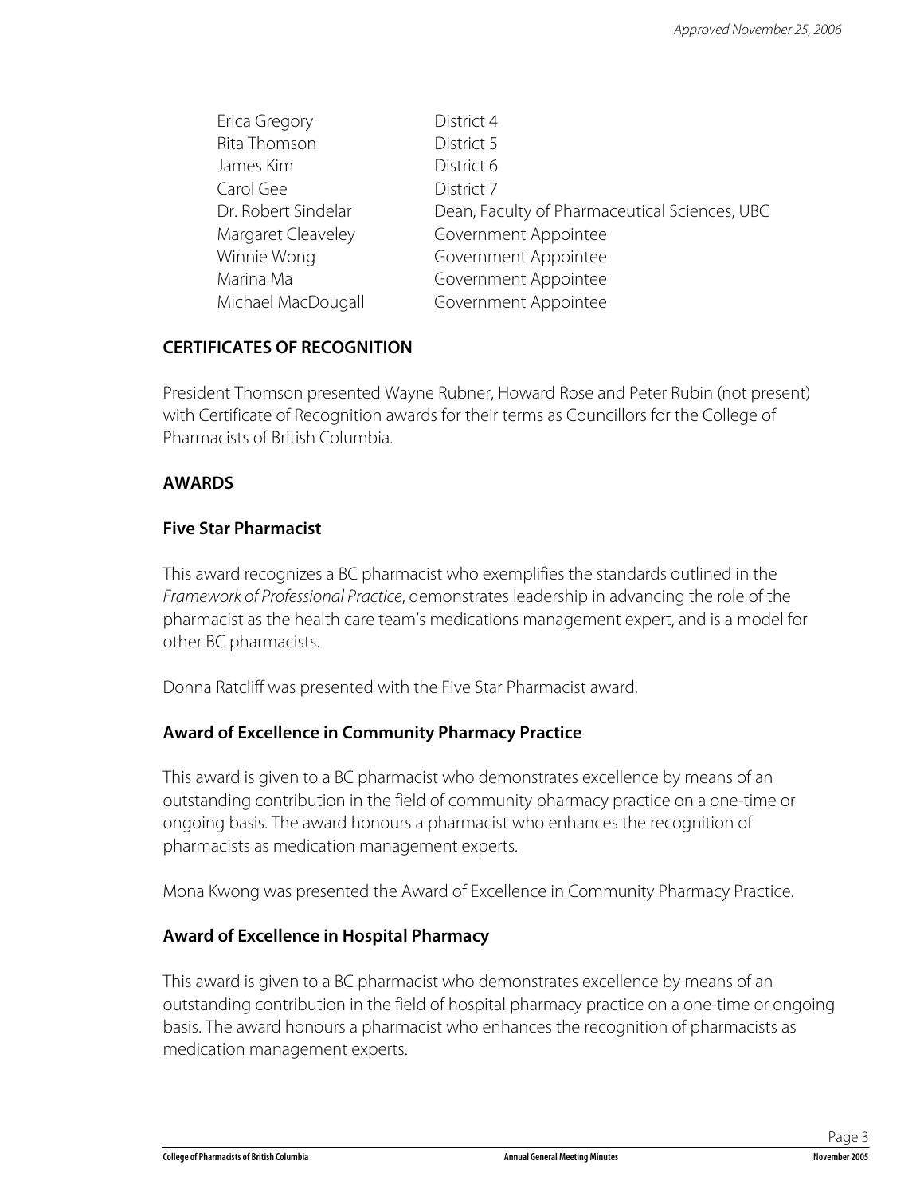| | |
|---|---|
| Erica Gregory | District 4 |
| Rita Thomson | District 5 |
| James Kim | District 6 |
| Carol Gee | District 7 |
| Dr. Robert Sindelar | Dean, Faculty of Pharmaceutical Sciences, UBC |
| Margaret Cleaveley | Government Appointee |
| Winnie Wong | Government Appointee |
| Marina Ma | Government Appointee |
| Michael MacDougall | Government Appointee |

## CERTIFICATES OF RECOGNITION

President Thomson presented Wayne Rubner, Howard Rose and Peter Rubin (not present) with Certificate of Recognition awards for their terms as Councillors for the College of Pharmacists of British Columbia.

## AWARDS

### Five Star Pharmacist

This award recognizes a BC pharmacist who exemplifies the standards outlined in the *Framework of Professional Practice*, demonstrates leadership in advancing the role of the pharmacist as the health care team's medications management expert, and is a model for other BC pharmacists.

Donna Ratcliff was presented with the Five Star Pharmacist award.

### Award of Excellence in Community Pharmacy Practice

This award is given to a BC pharmacist who demonstrates excellence by means of an outstanding contribution in the field of community pharmacy practice on a one-time or ongoing basis. The award honours a pharmacist who enhances the recognition of pharmacists as medication management experts.

Mona Kwong was presented the Award of Excellence in Community Pharmacy Practice.

### Award of Excellence in Hospital Pharmacy

This award is given to a BC pharmacist who demonstrates excellence by means of an outstanding contribution in the field of hospital pharmacy practice on a one-time or ongoing basis. The award honours a pharmacist who enhances the recognition of pharmacists as medication management experts.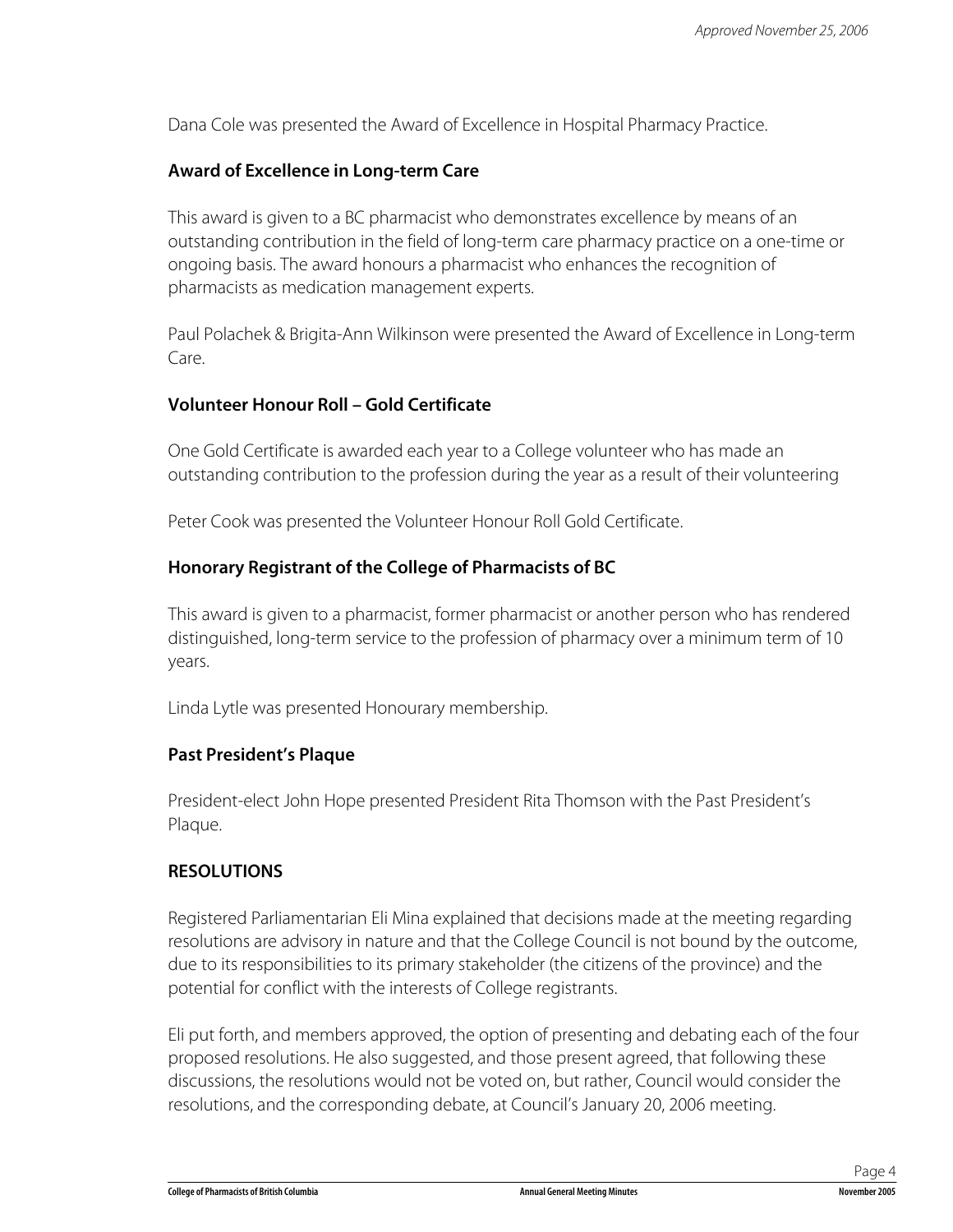Dana Cole was presented the Award of Excellence in Hospital Pharmacy Practice.

### Award of Excellence in Long-term Care

This award is given to a BC pharmacist who demonstrates excellence by means of an outstanding contribution in the field of long-term care pharmacy practice on a one-time or ongoing basis. The award honours a pharmacist who enhances the recognition of pharmacists as medication management experts.

Paul Polachek & Brigita-Ann Wilkinson were presented the Award of Excellence in Long-term Care.

### Volunteer Honour Roll – Gold Certificate

One Gold Certificate is awarded each year to a College volunteer who has made an outstanding contribution to the profession during the year as a result of their volunteering

Peter Cook was presented the Volunteer Honour Roll Gold Certificate.

### Honorary Registrant of the College of Pharmacists of BC

This award is given to a pharmacist, former pharmacist or another person who has rendered distinguished, long-term service to the profession of pharmacy over a minimum term of 10 years.

Linda Lytle was presented Honourary membership.

### Past President's Plaque

President-elect John Hope presented President Rita Thomson with the Past President's Plaque.

## RESOLUTIONS

Registered Parliamentarian Eli Mina explained that decisions made at the meeting regarding resolutions are advisory in nature and that the College Council is not bound by the outcome, due to its responsibilities to its primary stakeholder (the citizens of the province) and the potential for conflict with the interests of College registrants.

Eli put forth, and members approved, the option of presenting and debating each of the four proposed resolutions. He also suggested, and those present agreed, that following these discussions, the resolutions would not be voted on, but rather, Council would consider the resolutions, and the corresponding debate, at Council's January 20, 2006 meeting.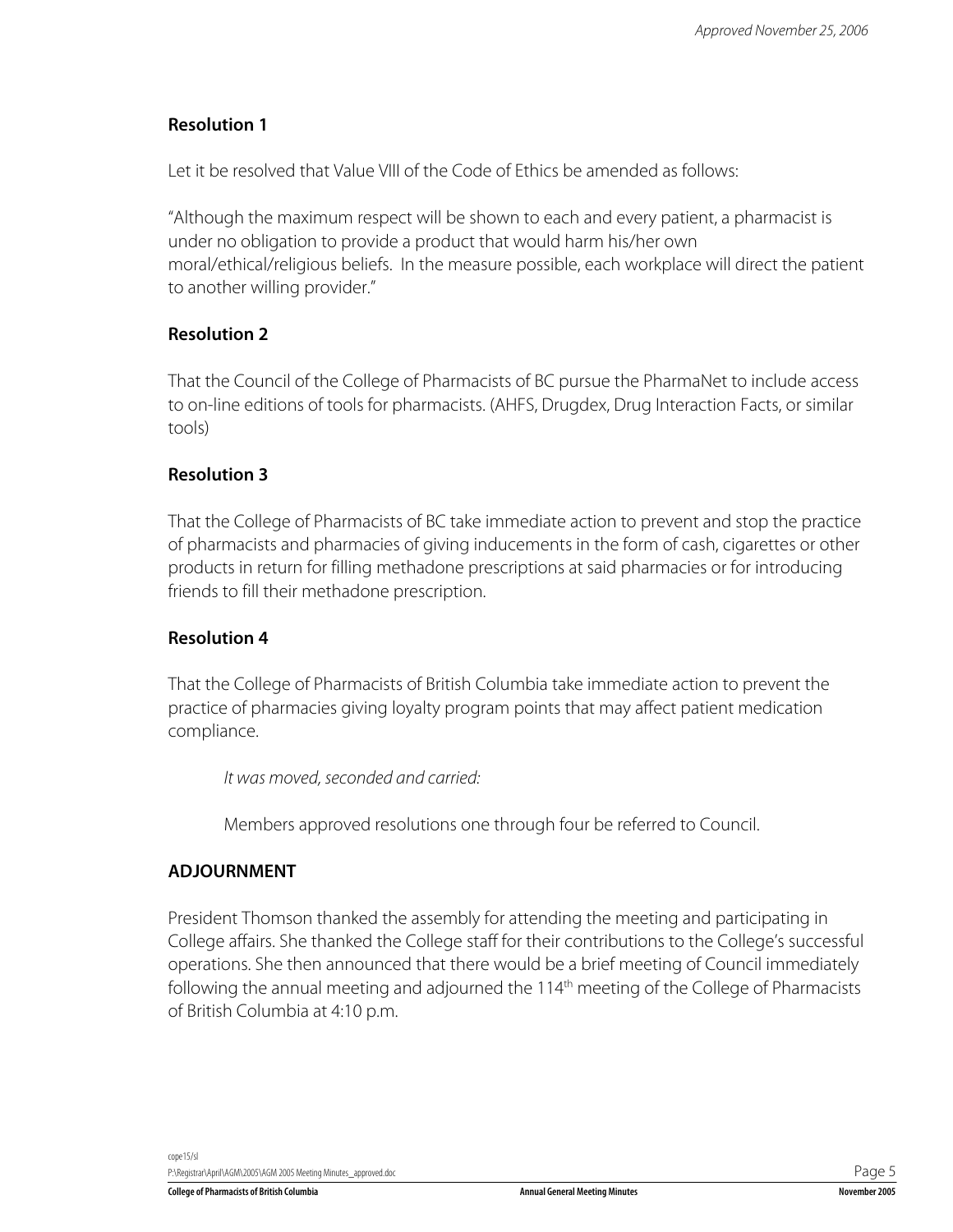### Resolution 1

Let it be resolved that Value VIII of the Code of Ethics be amended as follows:

"Although the maximum respect will be shown to each and every patient, a pharmacist is under no obligation to provide a product that would harm his/her own moral/ethical/religious beliefs. In the measure possible, each workplace will direct the patient to another willing provider."

### Resolution 2

That the Council of the College of Pharmacists of BC pursue the PharmaNet to include access to on-line editions of tools for pharmacists. (AHFS, Drugdex, Drug Interaction Facts, or similar tools)

### Resolution 3

That the College of Pharmacists of BC take immediate action to prevent and stop the practice of pharmacists and pharmacies of giving inducements in the form of cash, cigarettes or other products in return for filling methadone prescriptions at said pharmacies or for introducing friends to fill their methadone prescription.

### Resolution 4

That the College of Pharmacists of British Columbia take immediate action to prevent the practice of pharmacies giving loyalty program points that may affect patient medication compliance.

*It was moved, seconded and carried:*

Members approved resolutions one through four be referred to Council.

## ADJOURNMENT

President Thomson thanked the assembly for attending the meeting and participating in College affairs. She thanked the College staff for their contributions to the College's successful operations. She then announced that there would be a brief meeting of Council immediately following the annual meeting and adjourned the 114th meeting of the College of Pharmacists of British Columbia at 4:10 p.m.